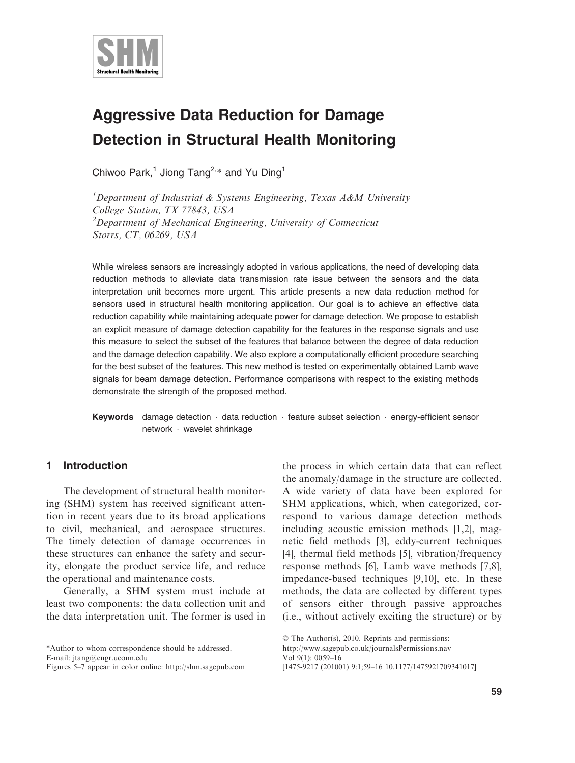# Aggressive Data Reduction for Damage Detection in Structural Health Monitoring

Chiwoo Park,[1] Jiong Tang[2,*] and Yu Ding[1]

[1] *Department of Industrial & Systems Engineering, Texas A&M University College Station, TX 77843, USA*

[2] *Department of Mechanical Engineering, University of Connecticut Storrs, CT, 06269, USA*

While wireless sensors are increasingly adopted in various applications, the need of developing data reduction methods to alleviate data transmission rate issue between the sensors and the data interpretation unit becomes more urgent. This article presents a new data reduction method for sensors used in structural health monitoring application. Our goal is to achieve an effective data reduction capability while maintaining adequate power for damage detection. We propose to establish an explicit measure of damage detection capability for the features in the response signals and use this measure to select the subset of the features that balance between the degree of data reduction and the damage detection capability. We also explore a computationally efficient procedure searching for the best subset of the features. This new method is tested on experimentally obtained Lamb wave signals for beam damage detection. Performance comparisons with respect to the existing methods demonstrate the strength of the proposed method.

**Keywords** damage detection · data reduction · feature subset selection · energy-efficient sensor network · wavelet shrinkage

## 1 Introduction

The development of structural health monitoring (SHM) system has received significant attention in recent years due to its broad applications to civil, mechanical, and aerospace structures. The timely detection of damage occurrences in these structures can enhance the safety and security, elongate the product service life, and reduce the operational and maintenance costs.

Generally, a SHM system must include at least two components: the data collection unit and the data interpretation unit. The former is used in the process in which certain data that can reflect the anomaly/damage in the structure are collected. A wide variety of data have been explored for SHM applications, which, when categorized, correspond to various damage detection methods including acoustic emission methods [1,2], magnetic field methods [3], eddy-current techniques [4], thermal field methods [5], vibration/frequency response methods [6], Lamb wave methods [7,8], impedance-based techniques [9,10], etc. In these methods, the data are collected by different types of sensors either through passive approaches (i.e., without actively exciting the structure) or by

*Author to whom correspondence should be addressed.
E-mail: jtang@engr.uconn.edu
Figures 5–7 appear in color online: http://shm.sagepub.com

© The Author(s), 2010. Reprints and permissions:
http://www.sagepub.co.uk/journalsPermissions.nav
Vol 9(1): 0059–16
[1475-9217 (201001) 9:1;59–16 10.1177/1475921709341017]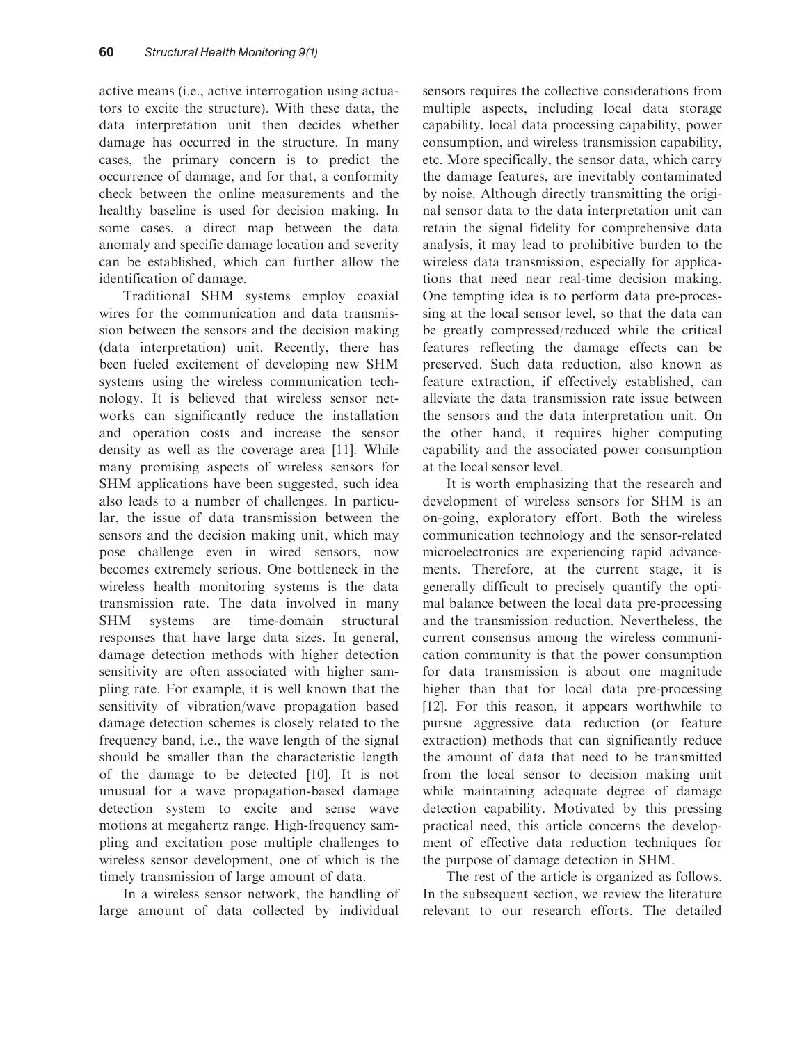active means (i.e., active interrogation using actuators to excite the structure). With these data, the data interpretation unit then decides whether damage has occurred in the structure. In many cases, the primary concern is to predict the occurrence of damage, and for that, a conformity check between the online measurements and the healthy baseline is used for decision making. In some cases, a direct map between the data anomaly and specific damage location and severity can be established, which can further allow the identification of damage.

Traditional SHM systems employ coaxial wires for the communication and data transmission between the sensors and the decision making (data interpretation) unit. Recently, there has been fueled excitement of developing new SHM systems using the wireless communication technology. It is believed that wireless sensor networks can significantly reduce the installation and operation costs and increase the sensor density as well as the coverage area [11]. While many promising aspects of wireless sensors for SHM applications have been suggested, such idea also leads to a number of challenges. In particular, the issue of data transmission between the sensors and the decision making unit, which may pose challenge even in wired sensors, now becomes extremely serious. One bottleneck in the wireless health monitoring systems is the data transmission rate. The data involved in many SHM systems are time-domain structural responses that have large data sizes. In general, damage detection methods with higher detection sensitivity are often associated with higher sampling rate. For example, it is well known that the sensitivity of vibration/wave propagation based damage detection schemes is closely related to the frequency band, i.e., the wave length of the signal should be smaller than the characteristic length of the damage to be detected [10]. It is not unusual for a wave propagation-based damage detection system to excite and sense wave motions at megahertz range. High-frequency sampling and excitation pose multiple challenges to wireless sensor development, one of which is the timely transmission of large amount of data.

In a wireless sensor network, the handling of large amount of data collected by individual sensors requires the collective considerations from multiple aspects, including local data storage capability, local data processing capability, power consumption, and wireless transmission capability, etc. More specifically, the sensor data, which carry the damage features, are inevitably contaminated by noise. Although directly transmitting the original sensor data to the data interpretation unit can retain the signal fidelity for comprehensive data analysis, it may lead to prohibitive burden to the wireless data transmission, especially for applications that need near real-time decision making. One tempting idea is to perform data pre-processing at the local sensor level, so that the data can be greatly compressed/reduced while the critical features reflecting the damage effects can be preserved. Such data reduction, also known as feature extraction, if effectively established, can alleviate the data transmission rate issue between the sensors and the data interpretation unit. On the other hand, it requires higher computing capability and the associated power consumption at the local sensor level.

It is worth emphasizing that the research and development of wireless sensors for SHM is an on-going, exploratory effort. Both the wireless communication technology and the sensor-related microelectronics are experiencing rapid advancements. Therefore, at the current stage, it is generally difficult to precisely quantify the optimal balance between the local data pre-processing and the transmission reduction. Nevertheless, the current consensus among the wireless communication community is that the power consumption for data transmission is about one magnitude higher than that for local data pre-processing [12]. For this reason, it appears worthwhile to pursue aggressive data reduction (or feature extraction) methods that can significantly reduce the amount of data that need to be transmitted from the local sensor to decision making unit while maintaining adequate degree of damage detection capability. Motivated by this pressing practical need, this article concerns the development of effective data reduction techniques for the purpose of damage detection in SHM.

The rest of the article is organized as follows. In the subsequent section, we review the literature relevant to our research efforts. The detailed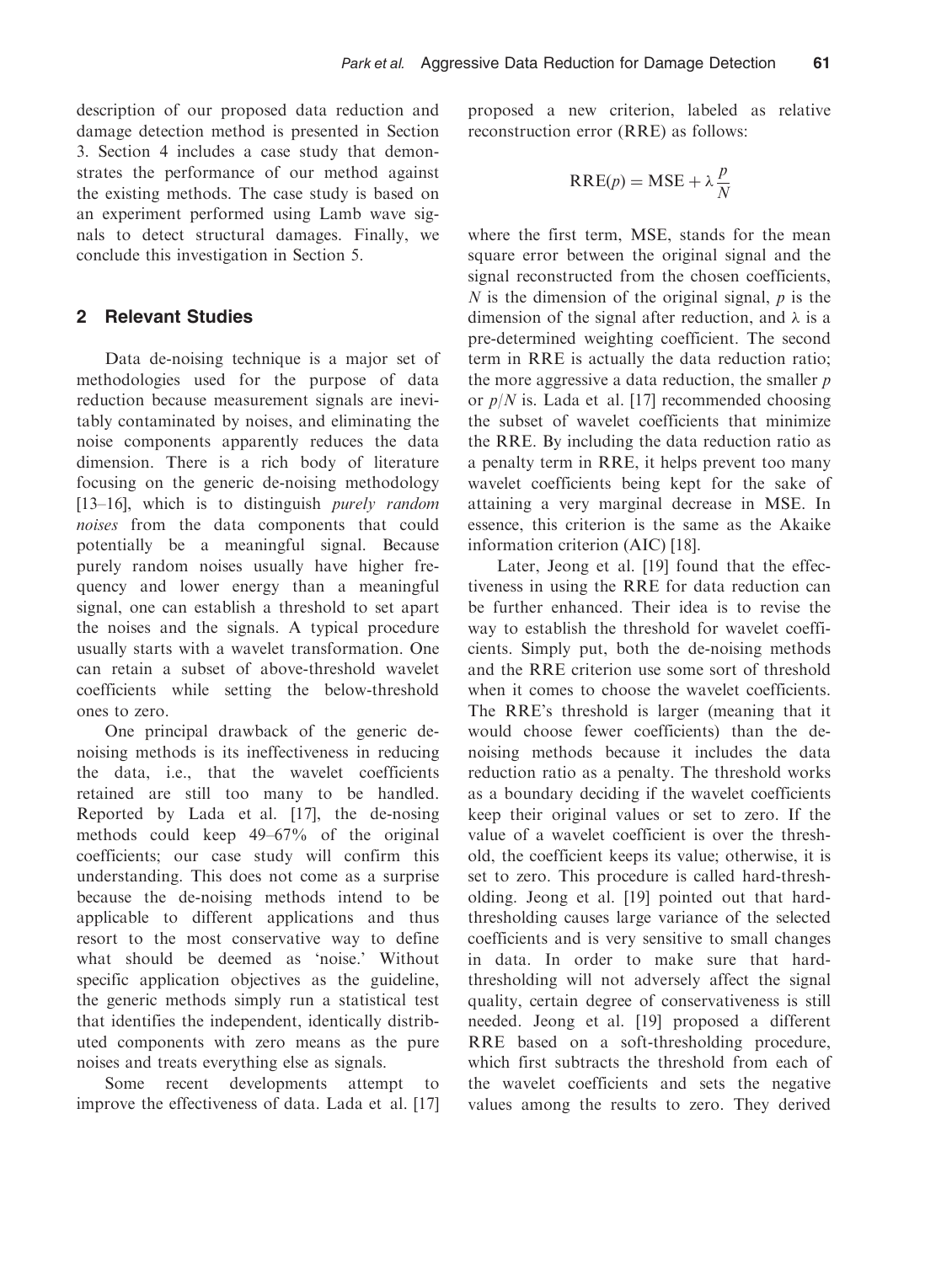description of our proposed data reduction and damage detection method is presented in Section 3. Section 4 includes a case study that demonstrates the performance of our method against the existing methods. The case study is based on an experiment performed using Lamb wave signals to detect structural damages. Finally, we conclude this investigation in Section 5.

## 2 Relevant Studies

Data de-noising technique is a major set of methodologies used for the purpose of data reduction because measurement signals are inevitably contaminated by noises, and eliminating the noise components apparently reduces the data dimension. There is a rich body of literature focusing on the generic de-noising methodology [13–16], which is to distinguish *purely random noises* from the data components that could potentially be a meaningful signal. Because purely random noises usually have higher frequency and lower energy than a meaningful signal, one can establish a threshold to set apart the noises and the signals. A typical procedure usually starts with a wavelet transformation. One can retain a subset of above-threshold wavelet coefficients while setting the below-threshold ones to zero.

One principal drawback of the generic de-noising methods is its ineffectiveness in reducing the data, i.e., that the wavelet coefficients retained are still too many to be handled. Reported by Lada et al. [17], the de-nosing methods could keep 49–67% of the original coefficients; our case study will confirm this understanding. This does not come as a surprise because the de-noising methods intend to be applicable to different applications and thus resort to the most conservative way to define what should be deemed as 'noise.' Without specific application objectives as the guideline, the generic methods simply run a statistical test that identifies the independent, identically distributed components with zero means as the pure noises and treats everything else as signals.

Some recent developments attempt to improve the effectiveness of data. Lada et al. [17] proposed a new criterion, labeled as relative reconstruction error (RRE) as follows:

$$\mathrm{RRE}(p) = \mathrm{MSE} + \lambda \frac{p}{N}$$

where the first term, MSE, stands for the mean square error between the original signal and the signal reconstructed from the chosen coefficients, $N$ is the dimension of the original signal, $p$ is the dimension of the signal after reduction, and $\lambda$ is a pre-determined weighting coefficient. The second term in RRE is actually the data reduction ratio; the more aggressive a data reduction, the smaller $p$ or $p/N$ is. Lada et al. [17] recommended choosing the subset of wavelet coefficients that minimize the RRE. By including the data reduction ratio as a penalty term in RRE, it helps prevent too many wavelet coefficients being kept for the sake of attaining a very marginal decrease in MSE. In essence, this criterion is the same as the Akaike information criterion (AIC) [18].

Later, Jeong et al. [19] found that the effectiveness in using the RRE for data reduction can be further enhanced. Their idea is to revise the way to establish the threshold for wavelet coefficients. Simply put, both the de-noising methods and the RRE criterion use some sort of threshold when it comes to choose the wavelet coefficients. The RRE's threshold is larger (meaning that it would choose fewer coefficients) than the de-noising methods because it includes the data reduction ratio as a penalty. The threshold works as a boundary deciding if the wavelet coefficients keep their original values or set to zero. If the value of a wavelet coefficient is over the threshold, the coefficient keeps its value; otherwise, it is set to zero. This procedure is called hard-thresholding. Jeong et al. [19] pointed out that hard-thresholding causes large variance of the selected coefficients and is very sensitive to small changes in data. In order to make sure that hard-thresholding will not adversely affect the signal quality, certain degree of conservativeness is still needed. Jeong et al. [19] proposed a different RRE based on a soft-thresholding procedure, which first subtracts the threshold from each of the wavelet coefficients and sets the negative values among the results to zero. They derived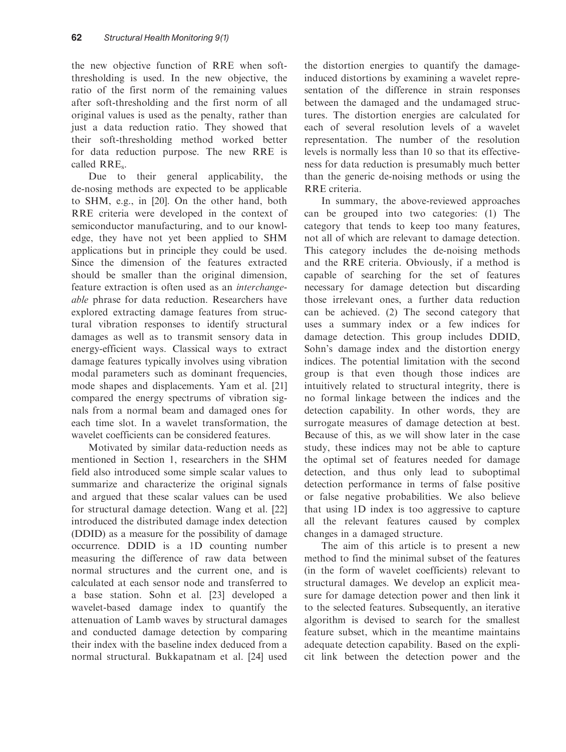the new objective function of RRE when soft-thresholding is used. In the new objective, the ratio of the first norm of the remaining values after soft-thresholding and the first norm of all original values is used as the penalty, rather than just a data reduction ratio. They showed that their soft-thresholding method worked better for data reduction purpose. The new RRE is called $RRE_s$.

Due to their general applicability, the de-nosing methods are expected to be applicable to SHM, e.g., in [20]. On the other hand, both RRE criteria were developed in the context of semiconductor manufacturing, and to our knowledge, they have not yet been applied to SHM applications but in principle they could be used. Since the dimension of the features extracted should be smaller than the original dimension, feature extraction is often used as an *interchangeable* phrase for data reduction. Researchers have explored extracting damage features from structural vibration responses to identify structural damages as well as to transmit sensory data in energy-efficient ways. Classical ways to extract damage features typically involves using vibration modal parameters such as dominant frequencies, mode shapes and displacements. Yam et al. [21] compared the energy spectrums of vibration signals from a normal beam and damaged ones for each time slot. In a wavelet transformation, the wavelet coefficients can be considered features.

Motivated by similar data-reduction needs as mentioned in Section 1, researchers in the SHM field also introduced some simple scalar values to summarize and characterize the original signals and argued that these scalar values can be used for structural damage detection. Wang et al. [22] introduced the distributed damage index detection (DDID) as a measure for the possibility of damage occurrence. DDID is a 1D counting number measuring the difference of raw data between normal structures and the current one, and is calculated at each sensor node and transferred to a base station. Sohn et al. [23] developed a wavelet-based damage index to quantify the attenuation of Lamb waves by structural damages and conducted damage detection by comparing their index with the baseline index deduced from a normal structural. Bukkapatnam et al. [24] used the distortion energies to quantify the damage-induced distortions by examining a wavelet representation of the difference in strain responses between the damaged and the undamaged structures. The distortion energies are calculated for each of several resolution levels of a wavelet representation. The number of the resolution levels is normally less than 10 so that its effectiveness for data reduction is presumably much better than the generic de-noising methods or using the RRE criteria.

In summary, the above-reviewed approaches can be grouped into two categories: (1) The category that tends to keep too many features, not all of which are relevant to damage detection. This category includes the de-noising methods and the RRE criteria. Obviously, if a method is capable of searching for the set of features necessary for damage detection but discarding those irrelevant ones, a further data reduction can be achieved. (2) The second category that uses a summary index or a few indices for damage detection. This group includes DDID, Sohn's damage index and the distortion energy indices. The potential limitation with the second group is that even though those indices are intuitively related to structural integrity, there is no formal linkage between the indices and the detection capability. In other words, they are surrogate measures of damage detection at best. Because of this, as we will show later in the case study, these indices may not be able to capture the optimal set of features needed for damage detection, and thus only lead to suboptimal detection performance in terms of false positive or false negative probabilities. We also believe that using 1D index is too aggressive to capture all the relevant features caused by complex changes in a damaged structure.

The aim of this article is to present a new method to find the minimal subset of the features (in the form of wavelet coefficients) relevant to structural damages. We develop an explicit measure for damage detection power and then link it to the selected features. Subsequently, an iterative algorithm is devised to search for the smallest feature subset, which in the meantime maintains adequate detection capability. Based on the explicit link between the detection power and the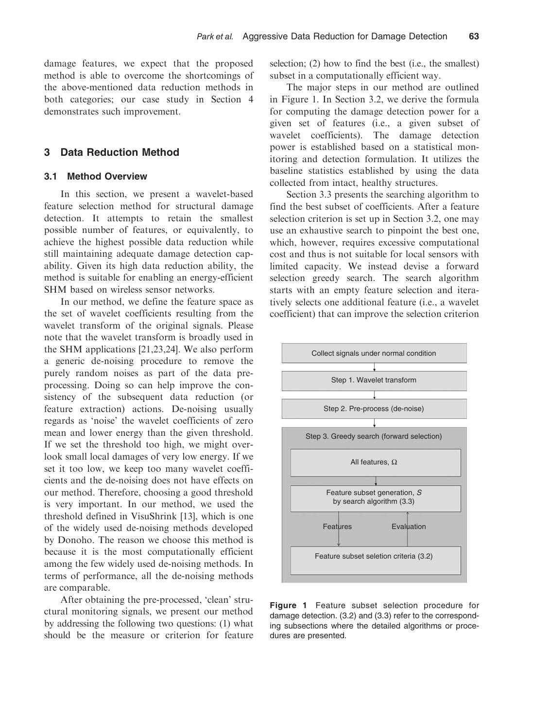damage features, we expect that the proposed method is able to overcome the shortcomings of the above-mentioned data reduction methods in both categories; our case study in Section 4 demonstrates such improvement.

## 3 Data Reduction Method

### 3.1 Method Overview

In this section, we present a wavelet-based feature selection method for structural damage detection. It attempts to retain the smallest possible number of features, or equivalently, to achieve the highest possible data reduction while still maintaining adequate damage detection capability. Given its high data reduction ability, the method is suitable for enabling an energy-efficient SHM based on wireless sensor networks.

In our method, we define the feature space as the set of wavelet coefficients resulting from the wavelet transform of the original signals. Please note that the wavelet transform is broadly used in the SHM applications [21,23,24]. We also perform a generic de-noising procedure to remove the purely random noises as part of the data pre-processing. Doing so can help improve the consistency of the subsequent data reduction (or feature extraction) actions. De-noising usually regards as 'noise' the wavelet coefficients of zero mean and lower energy than the given threshold. If we set the threshold too high, we might overlook small local damages of very low energy. If we set it too low, we keep too many wavelet coefficients and the de-noising does not have effects on our method. Therefore, choosing a good threshold is very important. In our method, we used the threshold defined in VisuShrink [13], which is one of the widely used de-noising methods developed by Donoho. The reason we choose this method is because it is the most computationally efficient among the few widely used de-noising methods. In terms of performance, all the de-noising methods are comparable.

After obtaining the pre-processed, 'clean' structural monitoring signals, we present our method by addressing the following two questions: (1) what should be the measure or criterion for feature selection; (2) how to find the best (i.e., the smallest) subset in a computationally efficient way.

The major steps in our method are outlined in Figure 1. In Section 3.2, we derive the formula for computing the damage detection power for a given set of features (i.e., a given subset of wavelet coefficients). The damage detection power is established based on a statistical monitoring and detection formulation. It utilizes the baseline statistics established by using the data collected from intact, healthy structures.

Section 3.3 presents the searching algorithm to find the best subset of coefficients. After a feature selection criterion is set up in Section 3.2, one may use an exhaustive search to pinpoint the best one, which, however, requires excessive computational cost and thus is not suitable for local sensors with limited capacity. We instead devise a forward selection greedy search. The search algorithm starts with an empty feature selection and iteratively selects one additional feature (i.e., a wavelet coefficient) that can improve the selection criterion

Collect signals under normal condition
Step 1. Wavelet transform
Step 2. Pre-process (de-noise)
Step 3. Greedy search (forward selection)
All features, $\Omega$
Feature subset generation, $S$ by search algorithm (3.3)
Features — Evaluation
Feature subset seletion criteria (3.2)

**Figure 1** Feature subset selection procedure for damage detection. (3.2) and (3.3) refer to the corresponding subsections where the detailed algorithms or procedures are presented.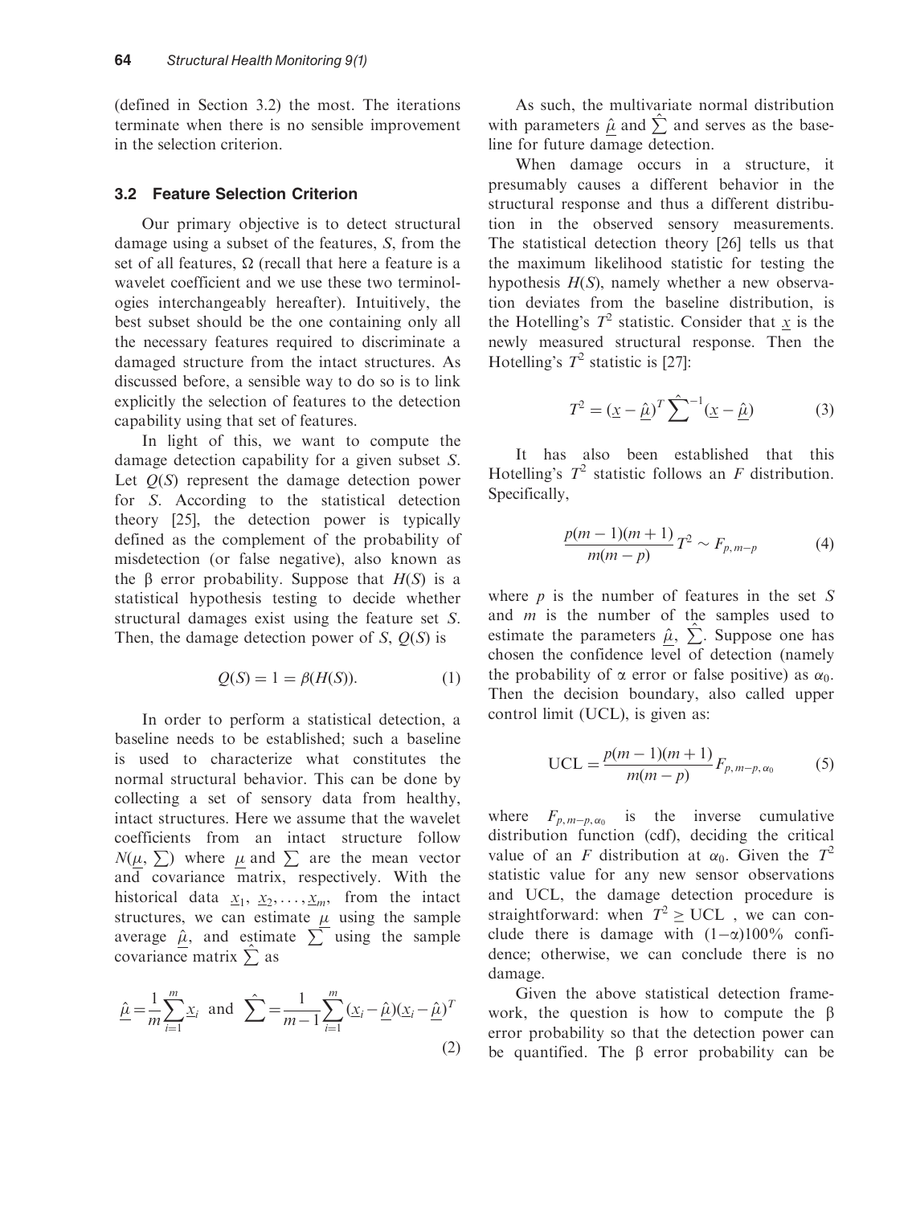(defined in Section 3.2) the most. The iterations terminate when there is no sensible improvement in the selection criterion.

### 3.2 Feature Selection Criterion

Our primary objective is to detect structural damage using a subset of the features, $S$, from the set of all features, $\Omega$ (recall that here a feature is a wavelet coefficient and we use these two terminologies interchangeably hereafter). Intuitively, the best subset should be the one containing only all the necessary features required to discriminate a damaged structure from the intact structures. As discussed before, a sensible way to do so is to link explicitly the selection of features to the detection capability using that set of features.

In light of this, we want to compute the damage detection capability for a given subset $S$. Let $Q(S)$ represent the damage detection power for $S$. According to the statistical detection theory [25], the detection power is typically defined as the complement of the probability of misdetection (or false negative), also known as the $\beta$ error probability. Suppose that $H(S)$ is a statistical hypothesis testing to decide whether structural damages exist using the feature set $S$. Then, the damage detection power of $S$, $Q(S)$ is

$$Q(S) = 1 = \beta(H(S)). \tag{1}$$

In order to perform a statistical detection, a baseline needs to be established; such a baseline is used to characterize what constitutes the normal structural behavior. This can be done by collecting a set of sensory data from healthy, intact structures. Here we assume that the wavelet coefficients from an intact structure follow $N(\underline{\mu}, \sum)$ where $\underline{\mu}$ and $\sum$ are the mean vector and covariance matrix, respectively. With the historical data $\underline{x}_1, \underline{x}_2, \ldots, \underline{x}_m$, from the intact structures, we can estimate $\underline{\mu}$ using the sample average $\hat{\underline{\mu}}$, and estimate $\sum$ using the sample covariance matrix $\hat{\sum}$ as

$$\hat{\underline{\mu}} = \frac{1}{m}\sum_{i=1}^{m} \underline{x}_i \quad \text{and} \quad \hat{\sum} = \frac{1}{m-1}\sum_{i=1}^{m} (\underline{x}_i - \hat{\underline{\mu}})(\underline{x}_i - \hat{\underline{\mu}})^T \tag{2}$$

As such, the multivariate normal distribution with parameters $\hat{\underline{\mu}}$ and $\hat{\sum}$ and serves as the baseline for future damage detection.

When damage occurs in a structure, it presumably causes a different behavior in the structural response and thus a different distribution in the observed sensory measurements. The statistical detection theory [26] tells us that the maximum likelihood statistic for testing the hypothesis $H(S)$, namely whether a new observation deviates from the baseline distribution, is the Hotelling's $T^2$ statistic. Consider that $\underline{x}$ is the newly measured structural response. Then the Hotelling's $T^2$ statistic is [27]:

$$T^2 = (\underline{x} - \hat{\underline{\mu}})^T \hat{\sum}^{-1} (\underline{x} - \hat{\underline{\mu}}) \tag{3}$$

It has also been established that this Hotelling's $T^2$ statistic follows an $F$ distribution. Specifically,

$$\frac{p(m-1)(m+1)}{m(m-p)} T^2 \sim F_{p,m-p} \tag{4}$$

where $p$ is the number of features in the set $S$ and $m$ is the number of the samples used to estimate the parameters $\hat{\underline{\mu}}$, $\hat{\sum}$. Suppose one has chosen the confidence level of detection (namely the probability of $\alpha$ error or false positive) as $\alpha_0$. Then the decision boundary, also called upper control limit (UCL), is given as:

$$\text{UCL} = \frac{p(m-1)(m+1)}{m(m-p)} F_{p,m-p,\alpha_0} \tag{5}$$

where $F_{p,m-p,\alpha_0}$ is the inverse cumulative distribution function (cdf), deciding the critical value of an $F$ distribution at $\alpha_0$. Given the $T^2$ statistic value for any new sensor observations and UCL, the damage detection procedure is straightforward: when $T^2 \geq \text{UCL}$, we can conclude there is damage with $(1-\alpha)100\%$ confidence; otherwise, we can conclude there is no damage.

Given the above statistical detection framework, the question is how to compute the $\beta$ error probability so that the detection power can be quantified. The $\beta$ error probability can be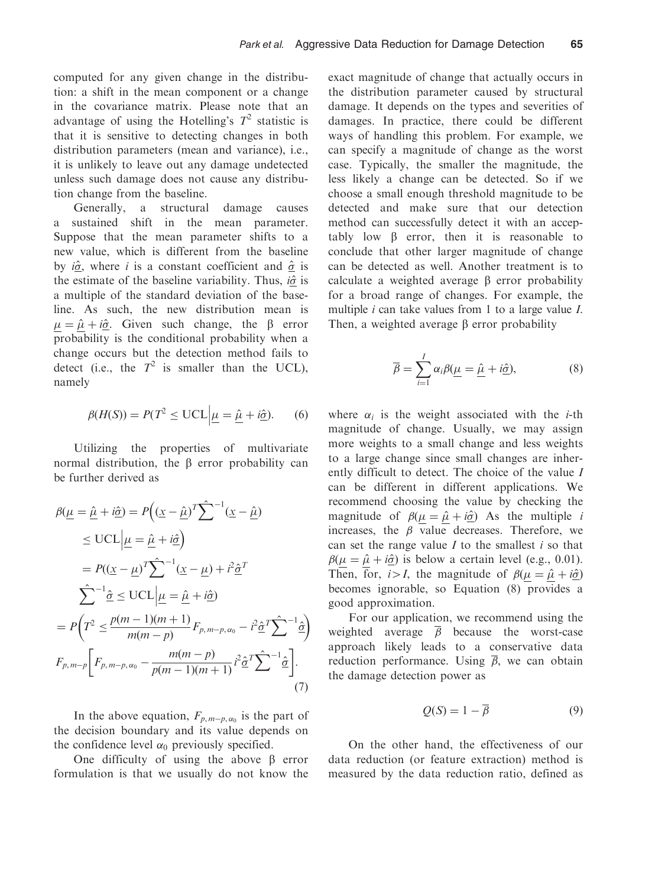computed for any given change in the distribution: a shift in the mean component or a change in the covariance matrix. Please note that an advantage of using the Hotelling's $T^2$ statistic is that it is sensitive to detecting changes in both distribution parameters (mean and variance), i.e., it is unlikely to leave out any damage undetected unless such damage does not cause any distribution change from the baseline.

Generally, a structural damage causes a sustained shift in the mean parameter. Suppose that the mean parameter shifts to a new value, which is different from the baseline by $i\underline{\hat{\sigma}}$, where $i$ is a constant coefficient and $\underline{\hat{\sigma}}$ is the estimate of the baseline variability. Thus, $i\underline{\hat{\sigma}}$ is a multiple of the standard deviation of the baseline. As such, the new distribution mean is $\underline{\mu} = \underline{\hat{\mu}} + i\underline{\hat{\sigma}}$. Given such change, the β error probability is the conditional probability when a change occurs but the detection method fails to detect (i.e., the $T^2$ is smaller than the UCL), namely

$$\beta(H(S)) = P(T^2 \leq \text{UCL} \big| \underline{\mu} = \underline{\hat{\mu}} + i\underline{\hat{\sigma}}). \tag{6}$$

Utilizing the properties of multivariate normal distribution, the β error probability can be further derived as

$$\begin{aligned}
\beta(\underline{\mu} = \underline{\hat{\mu}} + i\underline{\hat{\sigma}}) &= P\Big((\underline{x} - \underline{\hat{\mu}})^T \hat{\sum}^{-1} (\underline{x} - \underline{\hat{\mu}}) \\
&\quad \leq \text{UCL} \Big| \underline{\mu} = \underline{\hat{\mu}} + i\underline{\hat{\sigma}}\Big) \\
&= P((\underline{x} - \underline{\mu})^T \hat{\sum}^{-1} (\underline{x} - \underline{\mu}) + i^2 \underline{\hat{\sigma}}^T \\
&\quad \hat{\sum}^{-1} \underline{\hat{\sigma}} \leq \text{UCL} \big| \underline{\mu} = \underline{\hat{\mu}} + i\underline{\hat{\sigma}}) \\
&= P\left(T^2 \leq \frac{p(m-1)(m+1)}{m(m-p)} F_{p,m-p,\alpha_0} - i^2 \underline{\hat{\sigma}}^T \hat{\sum}^{-1} \underline{\hat{\sigma}}\right) \\
&\quad F_{p,m-p}\left[F_{p,m-p,\alpha_0} - \frac{m(m-p)}{p(m-1)(m+1)} i^2 \underline{\hat{\sigma}}^T \hat{\sum}^{-1} \underline{\hat{\sigma}}\right].
\end{aligned} \tag{7}$$

In the above equation, $F_{p,m-p,\alpha_0}$ is the part of the decision boundary and its value depends on the confidence level $\alpha_0$ previously specified.

One difficulty of using the above β error formulation is that we usually do not know the exact magnitude of change that actually occurs in the distribution parameter caused by structural damage. It depends on the types and severities of damages. In practice, there could be different ways of handling this problem. For example, we can specify a magnitude of change as the worst case. Typically, the smaller the magnitude, the less likely a change can be detected. So if we choose a small enough threshold magnitude to be detected and make sure that our detection method can successfully detect it with an acceptably low β error, then it is reasonable to conclude that other larger magnitude of change can be detected as well. Another treatment is to calculate a weighted average β error probability for a broad range of changes. For example, the multiple $i$ can take values from 1 to a large value $I$. Then, a weighted average β error probability

$$\overline{\beta} = \sum_{i=1}^{I} \alpha_i \beta(\underline{\mu} = \underline{\hat{\mu}} + i\underline{\hat{\sigma}}), \tag{8}$$

where $\alpha_i$ is the weight associated with the $i$-th magnitude of change. Usually, we may assign more weights to a small change and less weights to a large change since small changes are inherently difficult to detect. The choice of the value $I$ can be different in different applications. We recommend choosing the value by checking the magnitude of $\beta(\underline{\mu} = \underline{\hat{\mu}} + i\underline{\hat{\sigma}})$ As the multiple $i$ increases, the $\beta$ value decreases. Therefore, we can set the range value $I$ to the smallest $i$ so that $\beta(\underline{\mu} = \underline{\hat{\mu}} + i\underline{\hat{\sigma}})$ is below a certain level (e.g., 0.01). Then, for, $i > I$, the magnitude of $\beta(\underline{\mu} = \underline{\hat{\mu}} + i\underline{\hat{\sigma}})$ becomes ignorable, so Equation (8) provides a good approximation.

For our application, we recommend using the weighted average $\overline{\beta}$ because the worst-case approach likely leads to a conservative data reduction performance. Using $\overline{\beta}$, we can obtain the damage detection power as

$$Q(S) = 1 - \overline{\beta} \tag{9}$$

On the other hand, the effectiveness of our data reduction (or feature extraction) method is measured by the data reduction ratio, defined as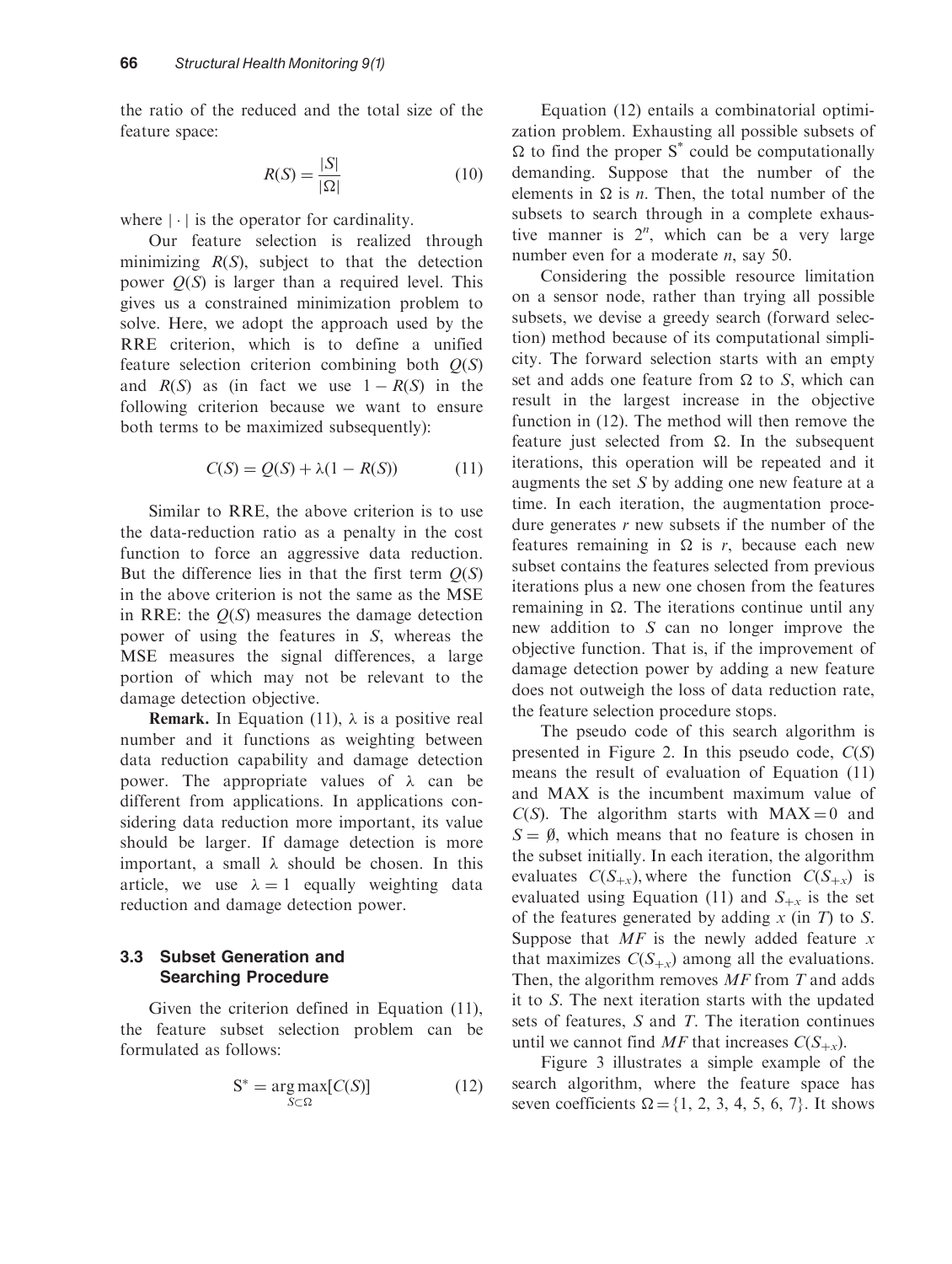the ratio of the reduced and the total size of the feature space:

$$R(S) = \frac{|S|}{|\Omega|} \tag{10}$$

where $|\cdot|$ is the operator for cardinality.

Our feature selection is realized through minimizing $R(S)$, subject to that the detection power $Q(S)$ is larger than a required level. This gives us a constrained minimization problem to solve. Here, we adopt the approach used by the RRE criterion, which is to define a unified feature selection criterion combining both $Q(S)$ and $R(S)$ as (in fact we use $1 - R(S)$ in the following criterion because we want to ensure both terms to be maximized subsequently):

$$C(S) = Q(S) + \lambda(1 - R(S)) \tag{11}$$

Similar to RRE, the above criterion is to use the data-reduction ratio as a penalty in the cost function to force an aggressive data reduction. But the difference lies in that the first term $Q(S)$ in the above criterion is not the same as the MSE in RRE: the $Q(S)$ measures the damage detection power of using the features in $S$, whereas the MSE measures the signal differences, a large portion of which may not be relevant to the damage detection objective.

**Remark.** In Equation (11), $\lambda$ is a positive real number and it functions as weighting between data reduction capability and damage detection power. The appropriate values of $\lambda$ can be different from applications. In applications considering data reduction more important, its value should be larger. If damage detection is more important, a small $\lambda$ should be chosen. In this article, we use $\lambda = 1$ equally weighting data reduction and damage detection power.

### 3.3 Subset Generation and Searching Procedure

Given the criterion defined in Equation (11), the feature subset selection problem can be formulated as follows:

$$S^* = \underset{S \subset \Omega}{\arg\max}[C(S)] \tag{12}$$

Equation (12) entails a combinatorial optimization problem. Exhausting all possible subsets of $\Omega$ to find the proper $S^*$ could be computationally demanding. Suppose that the number of the elements in $\Omega$ is $n$. Then, the total number of the subsets to search through in a complete exhaustive manner is $2^n$, which can be a very large number even for a moderate $n$, say 50.

Considering the possible resource limitation on a sensor node, rather than trying all possible subsets, we devise a greedy search (forward selection) method because of its computational simplicity. The forward selection starts with an empty set and adds one feature from $\Omega$ to $S$, which can result in the largest increase in the objective function in (12). The method will then remove the feature just selected from $\Omega$. In the subsequent iterations, this operation will be repeated and it augments the set $S$ by adding one new feature at a time. In each iteration, the augmentation procedure generates $r$ new subsets if the number of the features remaining in $\Omega$ is $r$, because each new subset contains the features selected from previous iterations plus a new one chosen from the features remaining in $\Omega$. The iterations continue until any new addition to $S$ can no longer improve the objective function. That is, if the improvement of damage detection power by adding a new feature does not outweigh the loss of data reduction rate, the feature selection procedure stops.

The pseudo code of this search algorithm is presented in Figure 2. In this pseudo code, $C(S)$ means the result of evaluation of Equation (11) and MAX is the incumbent maximum value of $C(S)$. The algorithm starts with $\text{MAX} = 0$ and $S = \emptyset$, which means that no feature is chosen in the subset initially. In each iteration, the algorithm evaluates $C(S_{+x})$, where the function $C(S_{+x})$ is evaluated using Equation (11) and $S_{+x}$ is the set of the features generated by adding $x$ (in $T$) to $S$. Suppose that $MF$ is the newly added feature $x$ that maximizes $C(S_{+x})$ among all the evaluations. Then, the algorithm removes $MF$ from $T$ and adds it to $S$. The next iteration starts with the updated sets of features, $S$ and $T$. The iteration continues until we cannot find $MF$ that increases $C(S_{+x})$.

Figure 3 illustrates a simple example of the search algorithm, where the feature space has seven coefficients $\Omega = \{1, 2, 3, 4, 5, 6, 7\}$. It shows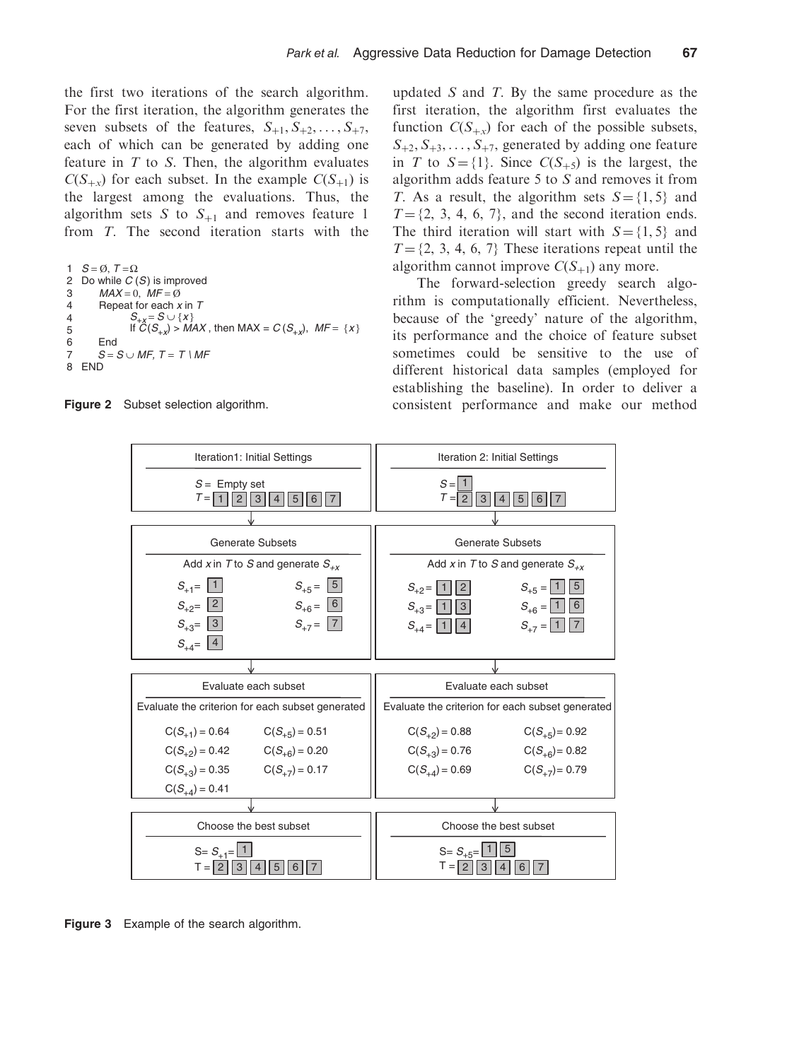the first two iterations of the search algorithm. For the first iteration, the algorithm generates the seven subsets of the features, $S_{+1}, S_{+2}, \ldots, S_{+7}$, each of which can be generated by adding one feature in $T$ to $S$. Then, the algorithm evaluates $C(S_{+x})$ for each subset. In the example $C(S_{+1})$ is the largest among the evaluations. Thus, the algorithm sets $S$ to $S_{+1}$ and removes feature 1 from $T$. The second iteration starts with the updated $S$ and $T$. By the same procedure as the first iteration, the algorithm first evaluates the function $C(S_{+x})$ for each of the possible subsets, $S_{+2}, S_{+3}, \ldots, S_{+7}$, generated by adding one feature in $T$ to $S = \{1\}$. Since $C(S_{+5})$ is the largest, the algorithm adds feature 5 to $S$ and removes it from $T$. As a result, the algorithm sets $S = \{1, 5\}$ and $T = \{2, 3, 4, 6, 7\}$, and the second iteration ends. The third iteration will start with $S = \{1, 5\}$ and $T = \{2, 3, 4, 6, 7\}$ These iterations repeat until the algorithm cannot improve $C(S_{+1})$ any more.

```
1  S = Ø, T = Ω
2  Do while C (S) is improved
3      MAX = 0,  MF = Ø
4      Repeat for each x in T
4          S+x = S ∪ {x}
5          If C(S+x) > MAX , then MAX = C (S+x),  MF = {x}
6      End
7      S = S ∪ MF, T = T \ MF
8  END
```

**Figure 2** Subset selection algorithm.

The forward-selection greedy search algorithm is computationally efficient. Nevertheless, because of the 'greedy' nature of the algorithm, its performance and the choice of feature subset sometimes could be sensitive to the use of different historical data samples (employed for establishing the baseline). In order to deliver a consistent performance and make our method

| Iteration 1 | Iteration 2 |
|---|---|
| **Initial Settings:** $S$ = Empty set; $T$ = 1 2 3 4 5 6 7 | **Initial Settings:** $S$ = 1; $T$ = 2 3 4 5 6 7 |
| **Generate Subsets** (Add $x$ in $T$ to $S$ and generate $S_{+x}$): $S_{+1}$ = 1, $S_{+2}$ = 2, $S_{+3}$ = 3, $S_{+4}$ = 4, $S_{+5}$ = 5, $S_{+6}$ = 6, $S_{+7}$ = 7 | **Generate Subsets** (Add $x$ in $T$ to $S$ and generate $S_{+x}$): $S_{+2}$ = 1 2, $S_{+3}$ = 1 3, $S_{+4}$ = 1 4, $S_{+5}$ = 1 5, $S_{+6}$ = 1 6, $S_{+7}$ = 1 7 |
| **Evaluate each subset** (Evaluate the criterion for each subset generated): $C(S_{+1}) = 0.64$, $C(S_{+2}) = 0.42$, $C(S_{+3}) = 0.35$, $C(S_{+4}) = 0.41$, $C(S_{+5}) = 0.51$, $C(S_{+6}) = 0.20$, $C(S_{+7}) = 0.17$ | **Evaluate each subset** (Evaluate the criterion for each subset generated): $C(S_{+2}) = 0.88$, $C(S_{+3}) = 0.76$, $C(S_{+4}) = 0.69$, $C(S_{+5}) = 0.92$, $C(S_{+6}) = 0.82$, $C(S_{+7}) = 0.79$ |
| **Choose the best subset:** S = $S_{+1}$ = 1; T = 2 3 4 5 6 7 | **Choose the best subset:** S = $S_{+5}$ = 1 5; T = 2 3 4 6 7 |

**Figure 3** Example of the search algorithm.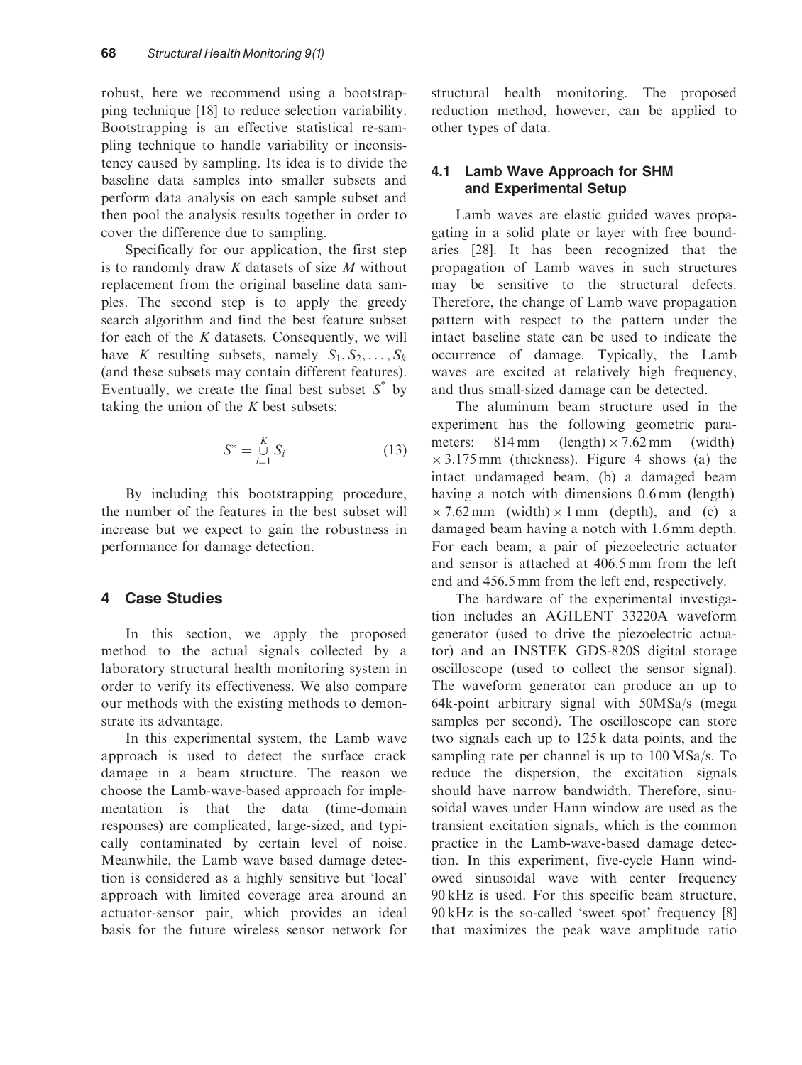robust, here we recommend using a bootstrapping technique [18] to reduce selection variability. Bootstrapping is an effective statistical re-sampling technique to handle variability or inconsistency caused by sampling. Its idea is to divide the baseline data samples into smaller subsets and perform data analysis on each sample subset and then pool the analysis results together in order to cover the difference due to sampling.

Specifically for our application, the first step is to randomly draw $K$ datasets of size $M$ without replacement from the original baseline data samples. The second step is to apply the greedy search algorithm and find the best feature subset for each of the $K$ datasets. Consequently, we will have $K$ resulting subsets, namely $S_1, S_2, \ldots, S_k$ (and these subsets may contain different features). Eventually, we create the final best subset $S^*$ by taking the union of the $K$ best subsets:

$$S^* = \bigcup_{i=1}^{K} S_i \tag{13}$$

By including this bootstrapping procedure, the number of the features in the best subset will increase but we expect to gain the robustness in performance for damage detection.

## 4 Case Studies

In this section, we apply the proposed method to the actual signals collected by a laboratory structural health monitoring system in order to verify its effectiveness. We also compare our methods with the existing methods to demonstrate its advantage.

In this experimental system, the Lamb wave approach is used to detect the surface crack damage in a beam structure. The reason we choose the Lamb-wave-based approach for implementation is that the data (time-domain responses) are complicated, large-sized, and typically contaminated by certain level of noise. Meanwhile, the Lamb wave based damage detection is considered as a highly sensitive but 'local' approach with limited coverage area around an actuator-sensor pair, which provides an ideal basis for the future wireless sensor network for structural health monitoring. The proposed reduction method, however, can be applied to other types of data.

### 4.1 Lamb Wave Approach for SHM and Experimental Setup

Lamb waves are elastic guided waves propagating in a solid plate or layer with free boundaries [28]. It has been recognized that the propagation of Lamb waves in such structures may be sensitive to the structural defects. Therefore, the change of Lamb wave propagation pattern with respect to the pattern under the intact baseline state can be used to indicate the occurrence of damage. Typically, the Lamb waves are excited at relatively high frequency, and thus small-sized damage can be detected.

The aluminum beam structure used in the experiment has the following geometric parameters: 814 mm (length) $\times$ 7.62 mm (width) $\times$ 3.175 mm (thickness). Figure 4 shows (a) the intact undamaged beam, (b) a damaged beam having a notch with dimensions 0.6 mm (length) $\times$ 7.62 mm (width) $\times$ 1 mm (depth), and (c) a damaged beam having a notch with 1.6 mm depth. For each beam, a pair of piezoelectric actuator and sensor is attached at 406.5 mm from the left end and 456.5 mm from the left end, respectively.

The hardware of the experimental investigation includes an AGILENT 33220A waveform generator (used to drive the piezoelectric actuator) and an INSTEK GDS-820S digital storage oscilloscope (used to collect the sensor signal). The waveform generator can produce an up to 64k-point arbitrary signal with 50MSa/s (mega samples per second). The oscilloscope can store two signals each up to 125 k data points, and the sampling rate per channel is up to 100 MSa/s. To reduce the dispersion, the excitation signals should have narrow bandwidth. Therefore, sinusoidal waves under Hann window are used as the transient excitation signals, which is the common practice in the Lamb-wave-based damage detection. In this experiment, five-cycle Hann windowed sinusoidal wave with center frequency 90 kHz is used. For this specific beam structure, 90 kHz is the so-called 'sweet spot' frequency [8] that maximizes the peak wave amplitude ratio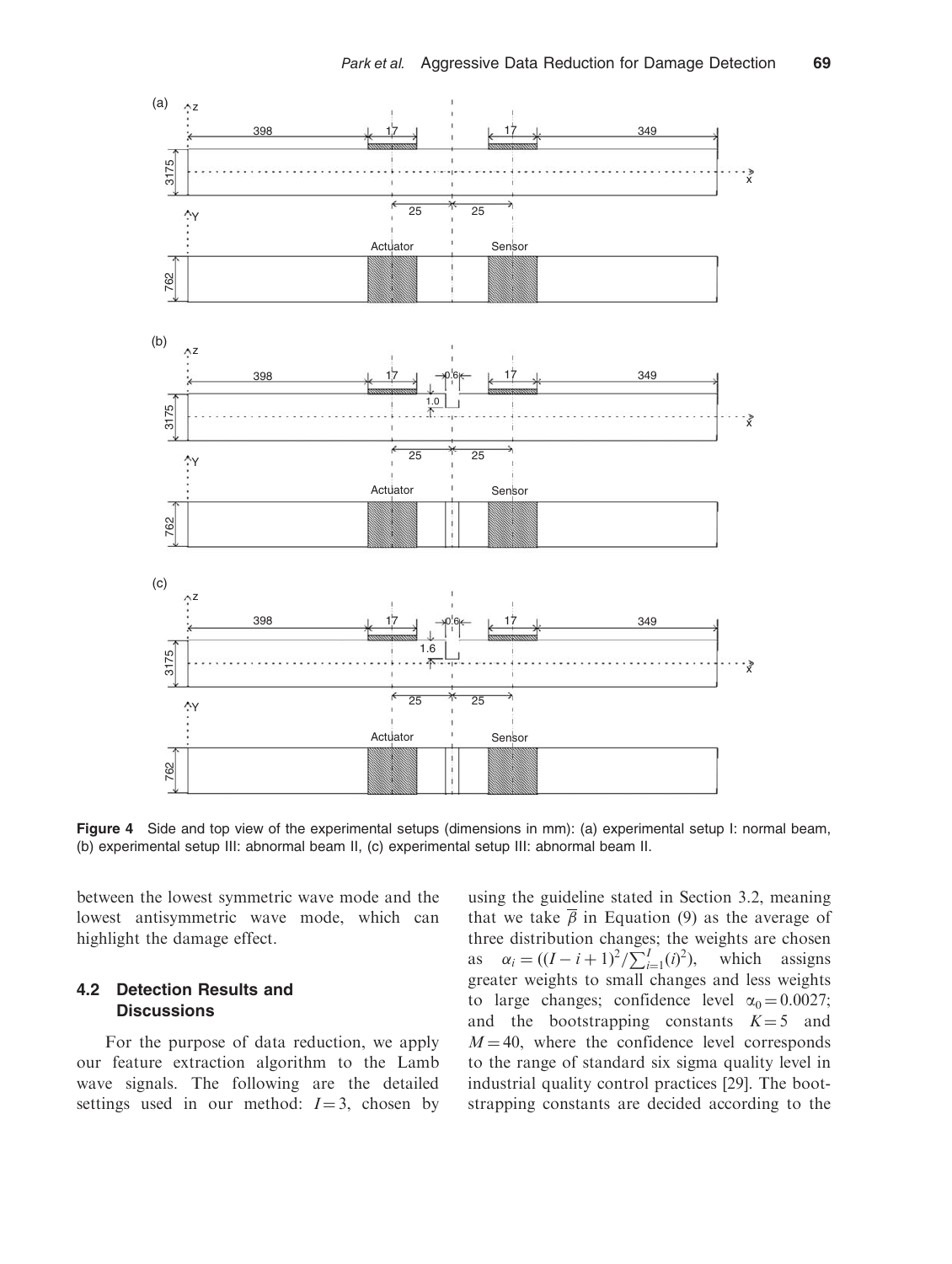**Figure 4** Side and top view of the experimental setups (dimensions in mm): (a) experimental setup I: normal beam, (b) experimental setup III: abnormal beam II, (c) experimental setup III: abnormal beam II.

between the lowest symmetric wave mode and the lowest antisymmetric wave mode, which can highlight the damage effect.

### 4.2 Detection Results and Discussions

For the purpose of data reduction, we apply our feature extraction algorithm to the Lamb wave signals. The following are the detailed settings used in our method: $I = 3$, chosen by using the guideline stated in Section 3.2, meaning that we take $\overline{\beta}$ in Equation (9) as the average of three distribution changes; the weights are chosen as $\alpha_i = ((I-i+1)^2/\sum_{i=1}^{I}(i)^2)$, which assigns greater weights to small changes and less weights to large changes; confidence level $\alpha_0 = 0.0027$; and the bootstrapping constants $K = 5$ and $M = 40$, where the confidence level corresponds to the range of standard six sigma quality level in industrial quality control practices [29]. The bootstrapping constants are decided according to the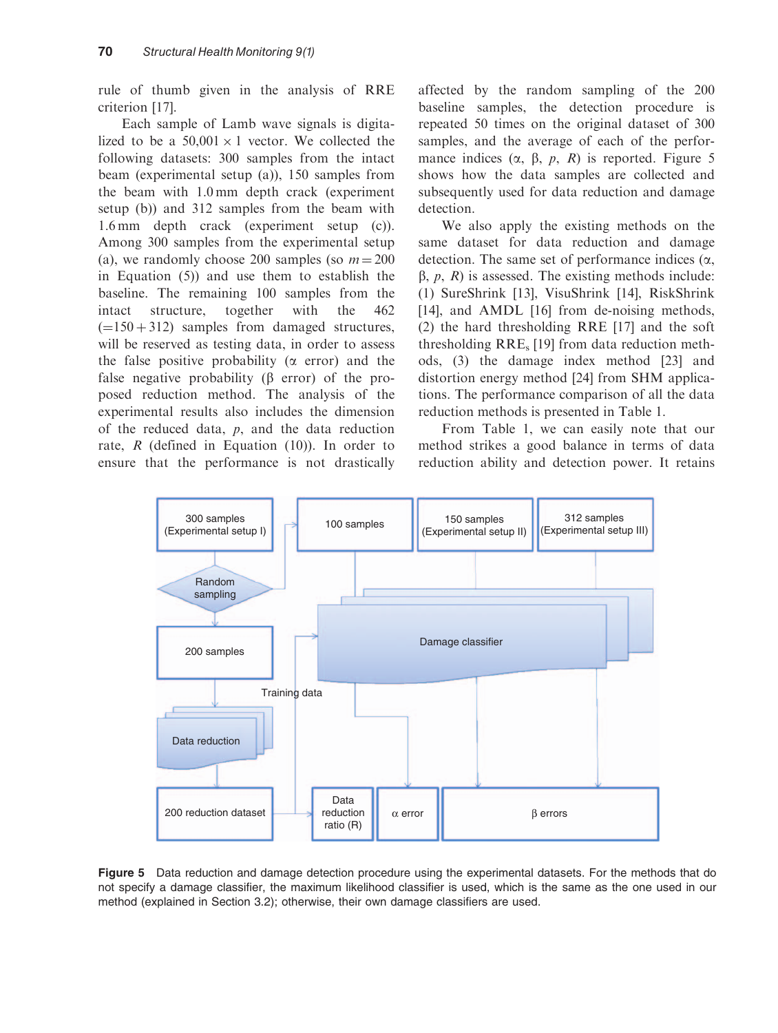rule of thumb given in the analysis of RRE criterion [17].

Each sample of Lamb wave signals is digitalized to be a $50{,}001 \times 1$ vector. We collected the following datasets: 300 samples from the intact beam (experimental setup (a)), 150 samples from the beam with 1.0 mm depth crack (experiment setup (b)) and 312 samples from the beam with 1.6 mm depth crack (experiment setup (c)). Among 300 samples from the experimental setup (a), we randomly choose 200 samples (so $m = 200$ in Equation (5)) and use them to establish the baseline. The remaining 100 samples from the intact structure, together with the 462 ($=150 + 312$) samples from damaged structures, will be reserved as testing data, in order to assess the false positive probability ($\alpha$ error) and the false negative probability ($\beta$ error) of the proposed reduction method. The analysis of the experimental results also includes the dimension of the reduced data, $p$, and the data reduction rate, $R$ (defined in Equation (10)). In order to ensure that the performance is not drastically affected by the random sampling of the 200 baseline samples, the detection procedure is repeated 50 times on the original dataset of 300 samples, and the average of each of the performance indices ($\alpha$, $\beta$, $p$, $R$) is reported. Figure 5 shows how the data samples are collected and subsequently used for data reduction and damage detection.

We also apply the existing methods on the same dataset for data reduction and damage detection. The same set of performance indices ($\alpha$, $\beta$, $p$, $R$) is assessed. The existing methods include: (1) SureShrink [13], VisuShrink [14], RiskShrink [14], and AMDL [16] from de-noising methods, (2) the hard thresholding RRE [17] and the soft thresholding $\text{RRE}_s$ [19] from data reduction methods, (3) the damage index method [23] and distortion energy method [24] from SHM applications. The performance comparison of all the data reduction methods is presented in Table 1.

From Table 1, we can easily note that our method strikes a good balance in terms of data reduction ability and detection power. It retains

**Figure 5** Data reduction and damage detection procedure using the experimental datasets. For the methods that do not specify a damage classifier, the maximum likelihood classifier is used, which is the same as the one used in our method (explained in Section 3.2); otherwise, their own damage classifiers are used.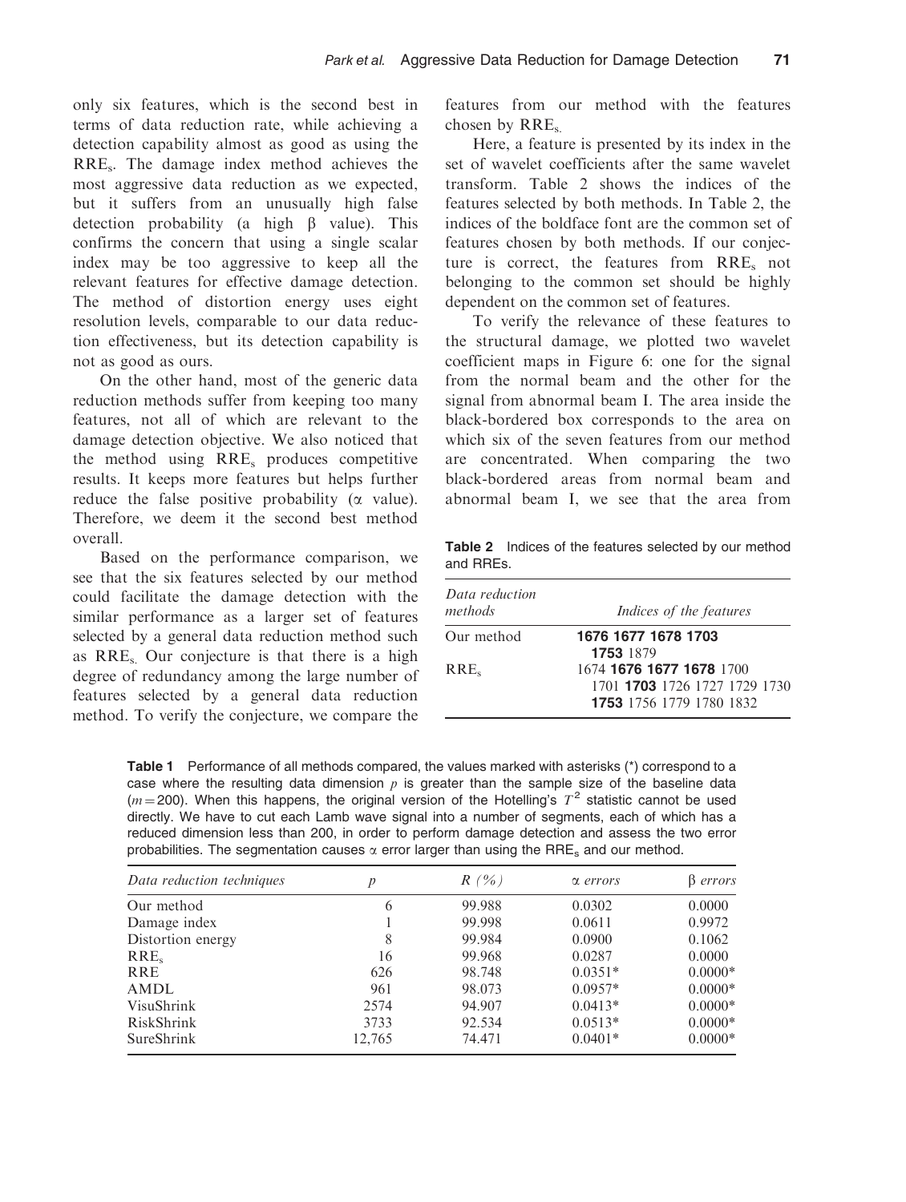only six features, which is the second best in terms of data reduction rate, while achieving a detection capability almost as good as using the $RRE_s$. The damage index method achieves the most aggressive data reduction as we expected, but it suffers from an unusually high false detection probability (a high $\beta$ value). This confirms the concern that using a single scalar index may be too aggressive to keep all the relevant features for effective damage detection. The method of distortion energy uses eight resolution levels, comparable to our data reduction effectiveness, but its detection capability is not as good as ours.

On the other hand, most of the generic data reduction methods suffer from keeping too many features, not all of which are relevant to the damage detection objective. We also noticed that the method using $RRE_s$ produces competitive results. It keeps more features but helps further reduce the false positive probability ($\alpha$ value). Therefore, we deem it the second best method overall.

Based on the performance comparison, we see that the six features selected by our method could facilitate the damage detection with the similar performance as a larger set of features selected by a general data reduction method such as $RRE_s$. Our conjecture is that there is a high degree of redundancy among the large number of features selected by a general data reduction method. To verify the conjecture, we compare the features from our method with the features chosen by $RRE_s$.

Here, a feature is presented by its index in the set of wavelet coefficients after the same wavelet transform. Table 2 shows the indices of the features selected by both methods. In Table 2, the indices of the boldface font are the common set of features chosen by both methods. If our conjecture is correct, the features from $RRE_s$ not belonging to the common set should be highly dependent on the common set of features.

To verify the relevance of these features to the structural damage, we plotted two wavelet coefficient maps in Figure 6: one for the signal from the normal beam and the other for the signal from abnormal beam I. The area inside the black-bordered box corresponds to the area on which six of the seven features from our method are concentrated. When comparing the two black-bordered areas from normal beam and abnormal beam I, we see that the area from

**Table 2** Indices of the features selected by our method and RREs.

| *Data reduction methods* | *Indices of the features* |
|---|---|
| Our method | **1676 1677 1678 1703 1753** 1879 |
| $RRE_s$ | 1674 **1676 1677 1678** 1700 1701 **1703** 1726 1727 1729 1730 **1753** 1756 1779 1780 1832 |

**Table 1** Performance of all methods compared, the values marked with asterisks (*) correspond to a case where the resulting data dimension $p$ is greater than the sample size of the baseline data ($m = 200$). When this happens, the original version of the Hotelling's $T^2$ statistic cannot be used directly. We have to cut each Lamb wave signal into a number of segments, each of which has a reduced dimension less than 200, in order to perform damage detection and assess the two error probabilities. The segmentation causes $\alpha$ error larger than using the $RRE_s$ and our method.

| *Data reduction techniques* | $p$ | $R$ *(%)* | $\alpha$ *errors* | $\beta$ *errors* |
|---|---|---|---|---|
| Our method | 6 | 99.988 | 0.0302 | 0.0000 |
| Damage index | 1 | 99.998 | 0.0611 | 0.9972 |
| Distortion energy | 8 | 99.984 | 0.0900 | 0.1062 |
| $RRE_s$ | 16 | 99.968 | 0.0287 | 0.0000 |
| RRE | 626 | 98.748 | 0.0351* | 0.0000* |
| AMDL | 961 | 98.073 | 0.0957* | 0.0000* |
| VisuShrink | 2574 | 94.907 | 0.0413* | 0.0000* |
| RiskShrink | 3733 | 92.534 | 0.0513* | 0.0000* |
| SureShrink | 12,765 | 74.471 | 0.0401* | 0.0000* |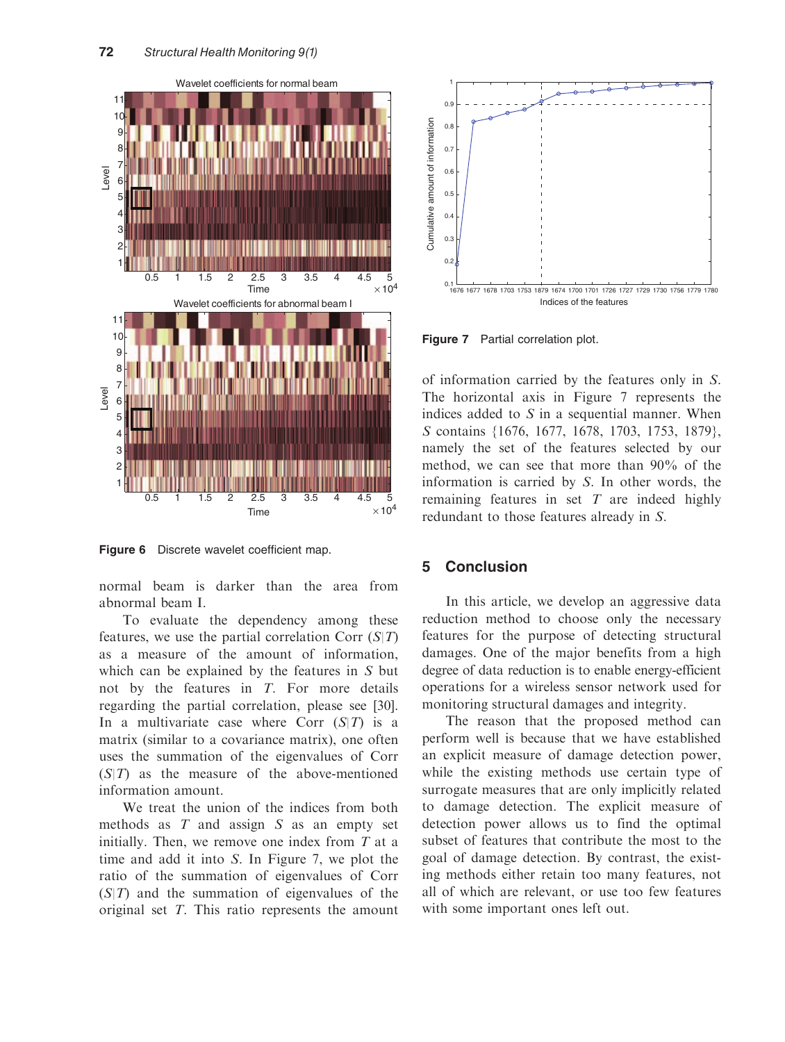Figure 6 Discrete wavelet coefficient map.

normal beam is darker than the area from abnormal beam I.

To evaluate the dependency among these features, we use the partial correlation Corr $(S|T)$ as a measure of the amount of information, which can be explained by the features in $S$ but not by the features in $T$. For more details regarding the partial correlation, please see [30]. In a multivariate case where Corr $(S|T)$ is a matrix (similar to a covariance matrix), one often uses the summation of the eigenvalues of Corr $(S|T)$ as the measure of the above-mentioned information amount.

We treat the union of the indices from both methods as $T$ and assign $S$ as an empty set initially. Then, we remove one index from $T$ at a time and add it into $S$. In Figure 7, we plot the ratio of the summation of eigenvalues of Corr $(S|T)$ and the summation of eigenvalues of the original set $T$. This ratio represents the amount of information carried by the features only in $S$. The horizontal axis in Figure 7 represents the indices added to $S$ in a sequential manner. When $S$ contains {1676, 1677, 1678, 1703, 1753, 1879}, namely the set of the features selected by our method, we can see that more than 90% of the information is carried by $S$. In other words, the remaining features in set $T$ are indeed highly redundant to those features already in $S$.

Figure 7 Partial correlation plot.

## 5 Conclusion

In this article, we develop an aggressive data reduction method to choose only the necessary features for the purpose of detecting structural damages. One of the major benefits from a high degree of data reduction is to enable energy-efficient operations for a wireless sensor network used for monitoring structural damages and integrity.

The reason that the proposed method can perform well is because that we have established an explicit measure of damage detection power, while the existing methods use certain type of surrogate measures that are only implicitly related to damage detection. The explicit measure of detection power allows us to find the optimal subset of features that contribute the most to the goal of damage detection. By contrast, the existing methods either retain too many features, not all of which are relevant, or use too few features with some important ones left out.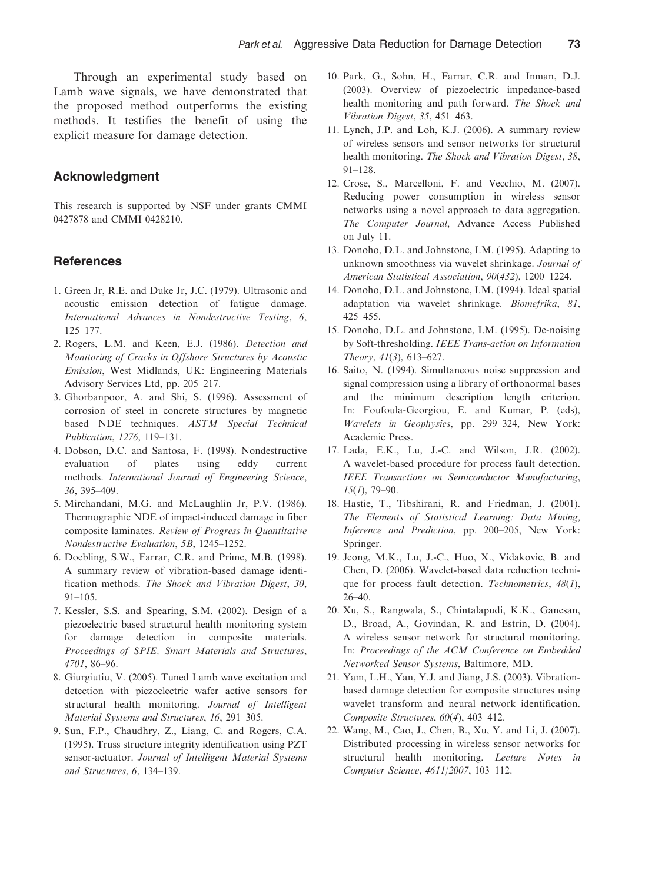Through an experimental study based on Lamb wave signals, we have demonstrated that the proposed method outperforms the existing methods. It testifies the benefit of using the explicit measure for damage detection.

## Acknowledgment

This research is supported by NSF under grants CMMI 0427878 and CMMI 0428210.

## References

1. Green Jr, R.E. and Duke Jr, J.C. (1979). Ultrasonic and acoustic emission detection of fatigue damage. *International Advances in Nondestructive Testing*, *6*, 125–177.
2. Rogers, L.M. and Keen, E.J. (1986). *Detection and Monitoring of Cracks in Offshore Structures by Acoustic Emission*, West Midlands, UK: Engineering Materials Advisory Services Ltd, pp. 205–217.
3. Ghorbanpoor, A. and Shi, S. (1996). Assessment of corrosion of steel in concrete structures by magnetic based NDE techniques. *ASTM Special Technical Publication*, *1276*, 119–131.
4. Dobson, D.C. and Santosa, F. (1998). Nondestructive evaluation of plates using eddy current methods. *International Journal of Engineering Science*, *36*, 395–409.
5. Mirchandani, M.G. and McLaughlin Jr, P.V. (1986). Thermographic NDE of impact-induced damage in fiber composite laminates. *Review of Progress in Quantitative Nondestructive Evaluation*, *5B*, 1245–1252.
6. Doebling, S.W., Farrar, C.R. and Prime, M.B. (1998). A summary review of vibration-based damage identification methods. *The Shock and Vibration Digest*, *30*, 91–105.
7. Kessler, S.S. and Spearing, S.M. (2002). Design of a piezoelectric based structural health monitoring system for damage detection in composite materials. *Proceedings of SPIE, Smart Materials and Structures*, *4701*, 86–96.
8. Giurgiutiu, V. (2005). Tuned Lamb wave excitation and detection with piezoelectric wafer active sensors for structural health monitoring. *Journal of Intelligent Material Systems and Structures*, *16*, 291–305.
9. Sun, F.P., Chaudhry, Z., Liang, C. and Rogers, C.A. (1995). Truss structure integrity identification using PZT sensor-actuator. *Journal of Intelligent Material Systems and Structures*, *6*, 134–139.
10. Park, G., Sohn, H., Farrar, C.R. and Inman, D.J. (2003). Overview of piezoelectric impedance-based health monitoring and path forward. *The Shock and Vibration Digest*, *35*, 451–463.
11. Lynch, J.P. and Loh, K.J. (2006). A summary review of wireless sensors and sensor networks for structural health monitoring. *The Shock and Vibration Digest*, *38*, 91–128.
12. Crose, S., Marcelloni, F. and Vecchio, M. (2007). Reducing power consumption in wireless sensor networks using a novel approach to data aggregation. *The Computer Journal*, Advance Access Published on July 11.
13. Donoho, D.L. and Johnstone, I.M. (1995). Adapting to unknown smoothness via wavelet shrinkage. *Journal of American Statistical Association*, *90(432)*, 1200–1224.
14. Donoho, D.L. and Johnstone, I.M. (1994). Ideal spatial adaptation via wavelet shrinkage. *Biomefrika*, *81*, 425–455.
15. Donoho, D.L. and Johnstone, I.M. (1995). De-noising by Soft-thresholding. *IEEE Trans-action on Information Theory*, *41(3)*, 613–627.
16. Saito, N. (1994). Simultaneous noise suppression and signal compression using a library of orthonormal bases and the minimum description length criterion. In: Foufoula-Georgiou, E. and Kumar, P. (eds), *Wavelets in Geophysics*, pp. 299–324, New York: Academic Press.
17. Lada, E.K., Lu, J.-C. and Wilson, J.R. (2002). A wavelet-based procedure for process fault detection. *IEEE Transactions on Semiconductor Manufacturing*, *15(1)*, 79–90.
18. Hastie, T., Tibshirani, R. and Friedman, J. (2001). *The Elements of Statistical Learning: Data Mining, Inference and Prediction*, pp. 200–205, New York: Springer.
19. Jeong, M.K., Lu, J.-C., Huo, X., Vidakovic, B. and Chen, D. (2006). Wavelet-based data reduction technique for process fault detection. *Technometrics*, *48(1)*, 26–40.
20. Xu, S., Rangwala, S., Chintalapudi, K.K., Ganesan, D., Broad, A., Govindan, R. and Estrin, D. (2004). A wireless sensor network for structural monitoring. In: *Proceedings of the ACM Conference on Embedded Networked Sensor Systems*, Baltimore, MD.
21. Yam, L.H., Yan, Y.J. and Jiang, J.S. (2003). Vibration-based damage detection for composite structures using wavelet transform and neural network identification. *Composite Structures*, *60(4)*, 403–412.
22. Wang, M., Cao, J., Chen, B., Xu, Y. and Li, J. (2007). Distributed processing in wireless sensor networks for structural health monitoring. *Lecture Notes in Computer Science*, *4611/2007*, 103–112.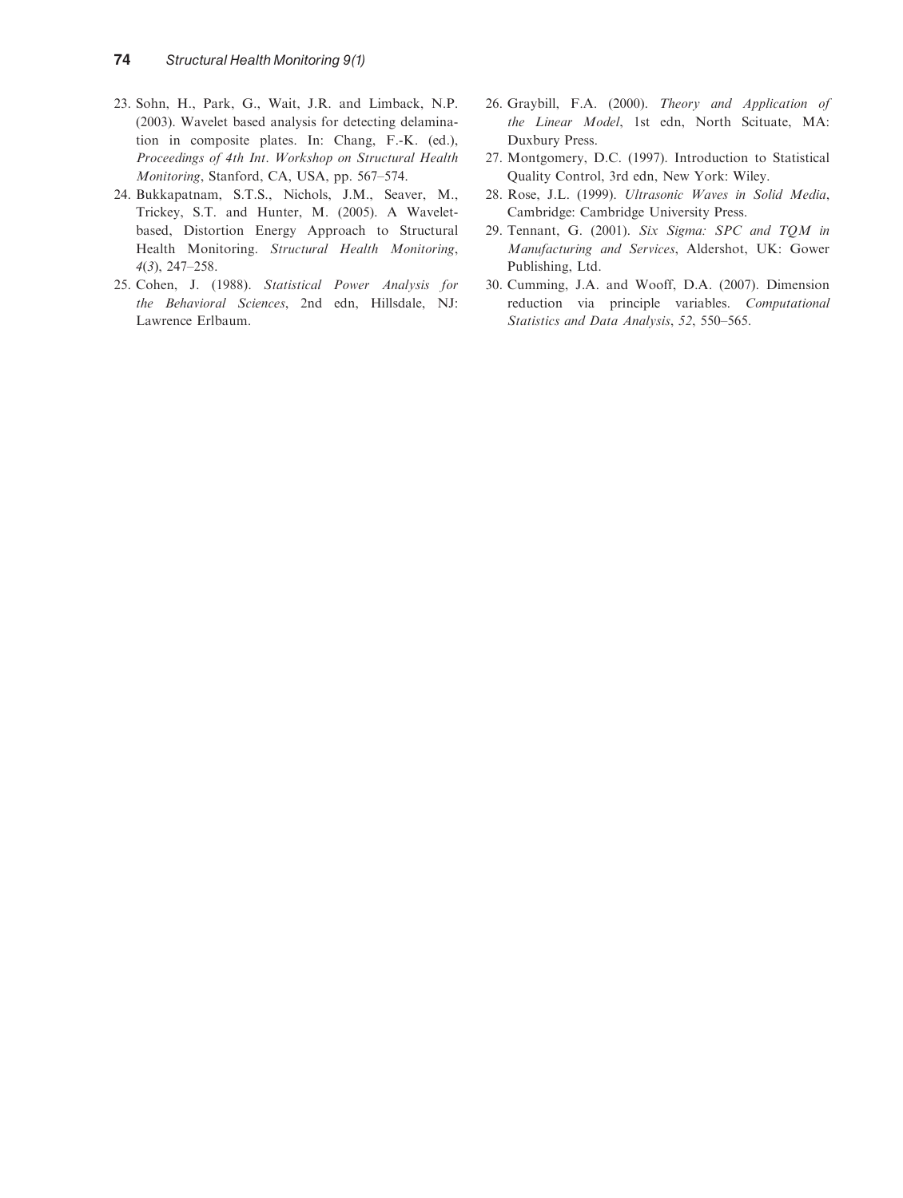23. Sohn, H., Park, G., Wait, J.R. and Limback, N.P. (2003). Wavelet based analysis for detecting delamination in composite plates. In: Chang, F.-K. (ed.), *Proceedings of 4th Int. Workshop on Structural Health Monitoring*, Stanford, CA, USA, pp. 567–574.
24. Bukkapatnam, S.T.S., Nichols, J.M., Seaver, M., Trickey, S.T. and Hunter, M. (2005). A Wavelet-based, Distortion Energy Approach to Structural Health Monitoring. *Structural Health Monitoring*, *4*(*3*), 247–258.
25. Cohen, J. (1988). *Statistical Power Analysis for the Behavioral Sciences*, 2nd edn, Hillsdale, NJ: Lawrence Erlbaum.
26. Graybill, F.A. (2000). *Theory and Application of the Linear Model*, 1st edn, North Scituate, MA: Duxbury Press.
27. Montgomery, D.C. (1997). Introduction to Statistical Quality Control, 3rd edn, New York: Wiley.
28. Rose, J.L. (1999). *Ultrasonic Waves in Solid Media*, Cambridge: Cambridge University Press.
29. Tennant, G. (2001). *Six Sigma: SPC and TQM in Manufacturing and Services*, Aldershot, UK: Gower Publishing, Ltd.
30. Cumming, J.A. and Wooff, D.A. (2007). Dimension reduction via principle variables. *Computational Statistics and Data Analysis*, *52*, 550–565.